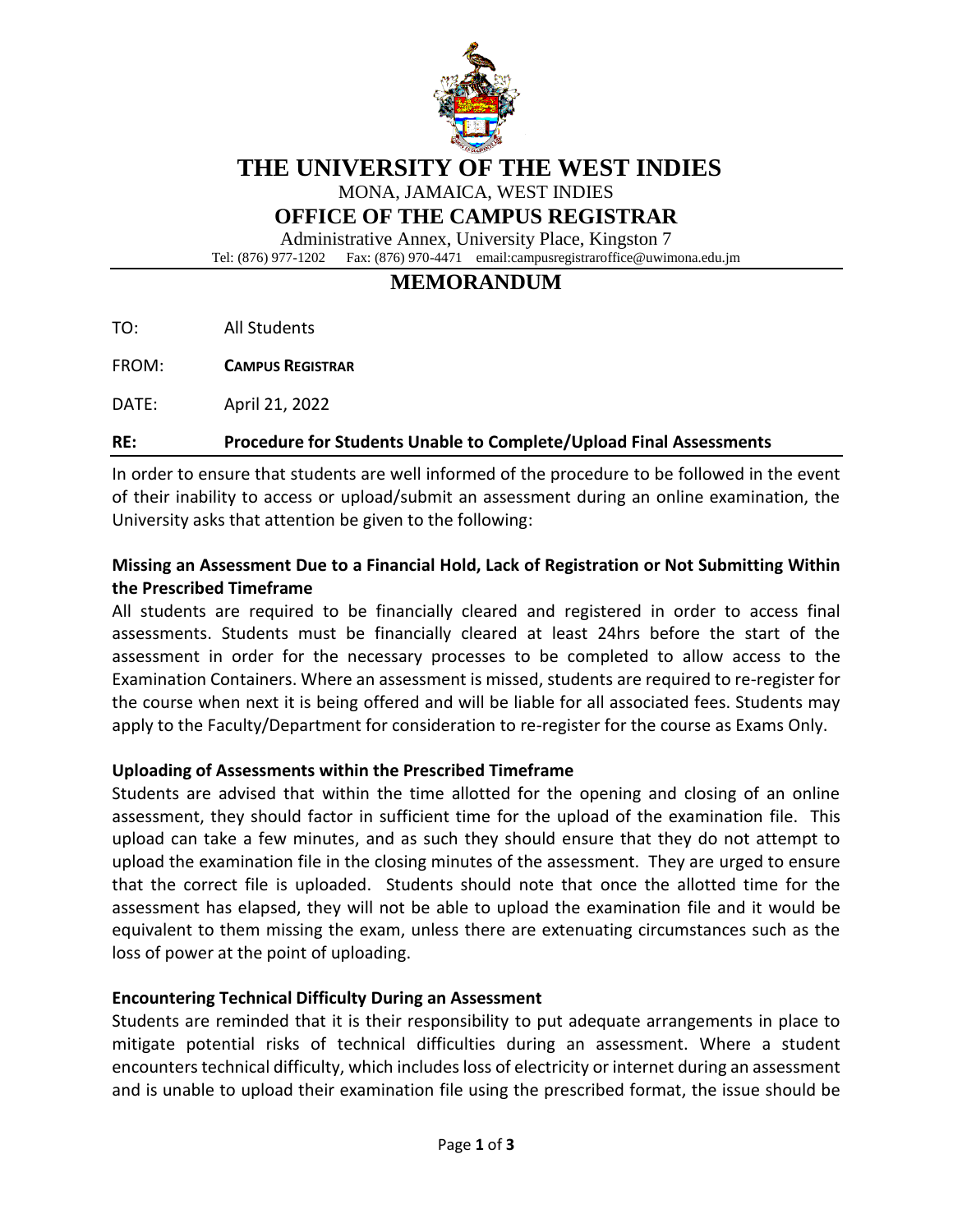# THE UNIVERSITY OF THE WEST INDIES

MONA, JAMAICA, WEST INDIES

## OFFICE OF THE CAMPUS REGISTRAR

Administrative Annex, University Place, Kingston 7

Tel: (876) 977-1202 Fax: (876) 970-4471 email:campusregistraroffice@uwimona.edu.jm

## MEMORANDUM

TO: All Students

FROM: **CAMPUS REGISTRAR**

DATE: April 21, 2022

**RE: Procedure for Students Unable to Complete/Upload Final Assessments**

In order to ensure that students are well informed of the procedure to be followed in the event of their inability to access or upload/submit an assessment during an online examination, the University asks that attention be given to the following:

**Missing an Assessment Due to a Financial Hold, Lack of Registration or Not Submitting Within the Prescribed Timeframe**

All students are required to be financially cleared and registered in order to access final assessments. Students must be financially cleared at least 24hrs before the start of the assessment in order for the necessary processes to be completed to allow access to the Examination Containers. Where an assessment is missed, students are required to re-register for the course when next it is being offered and will be liable for all associated fees. Students may apply to the Faculty/Department for consideration to re-register for the course as Exams Only.

**Uploading of Assessments within the Prescribed Timeframe**

Students are advised that within the time allotted for the opening and closing of an online assessment, they should factor in sufficient time for the upload of the examination file. This upload can take a few minutes, and as such they should ensure that they do not attempt to upload the examination file in the closing minutes of the assessment. They are urged to ensure that the correct file is uploaded. Students should note that once the allotted time for the assessment has elapsed, they will not be able to upload the examination file and it would be equivalent to them missing the exam, unless there are extenuating circumstances such as the loss of power at the point of uploading.

**Encountering Technical Difficulty During an Assessment**

Students are reminded that it is their responsibility to put adequate arrangements in place to mitigate potential risks of technical difficulties during an assessment. Where a student encounters technical difficulty, which includes loss of electricity or internet during an assessment and is unable to upload their examination file using the prescribed format, the issue should be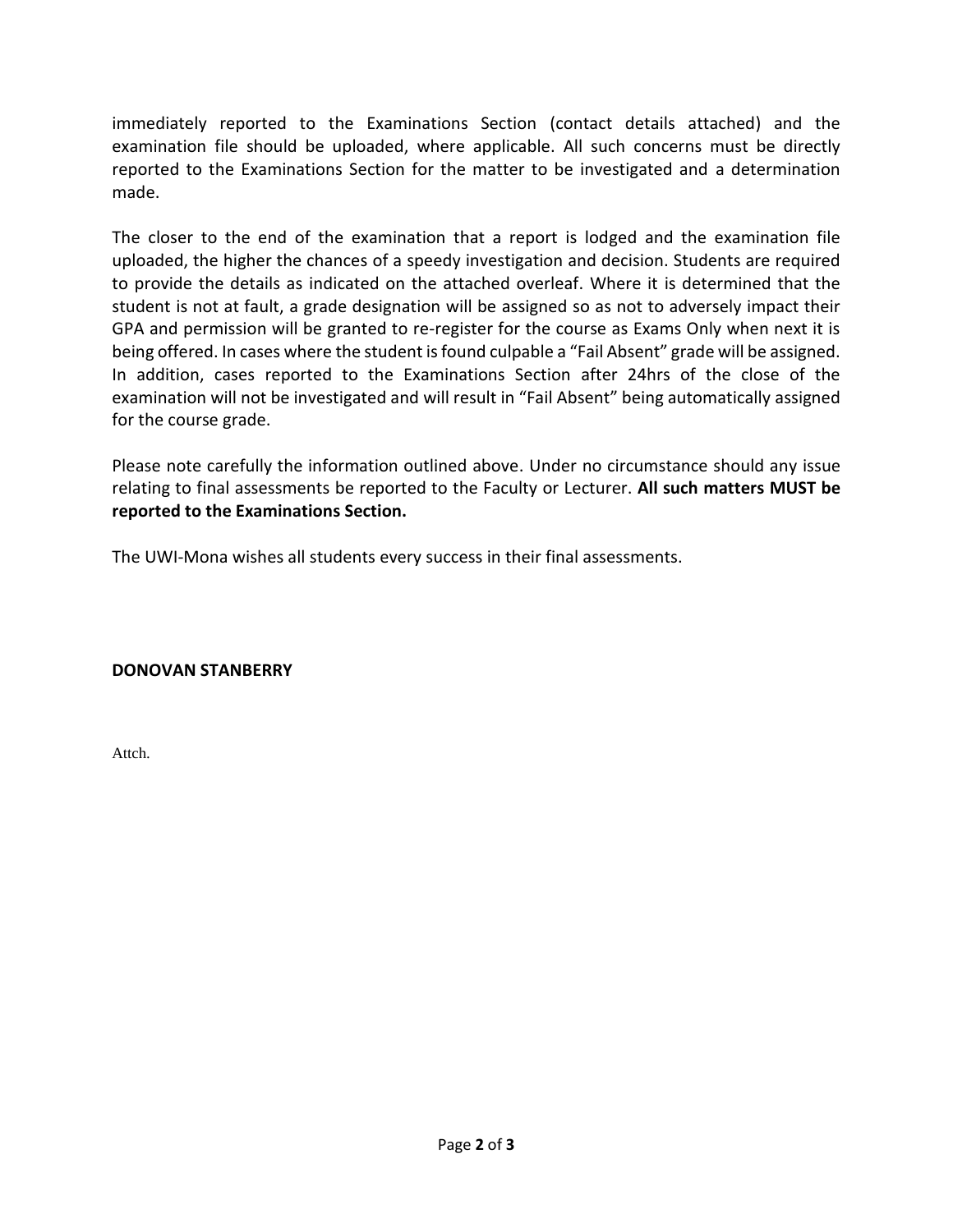immediately reported to the Examinations Section (contact details attached) and the examination file should be uploaded, where applicable. All such concerns must be directly reported to the Examinations Section for the matter to be investigated and a determination made.

The closer to the end of the examination that a report is lodged and the examination file uploaded, the higher the chances of a speedy investigation and decision. Students are required to provide the details as indicated on the attached overleaf. Where it is determined that the student is not at fault, a grade designation will be assigned so as not to adversely impact their GPA and permission will be granted to re-register for the course as Exams Only when next it is being offered. In cases where the student is found culpable a "Fail Absent" grade will be assigned. In addition, cases reported to the Examinations Section after 24hrs of the close of the examination will not be investigated and will result in "Fail Absent" being automatically assigned for the course grade.

Please note carefully the information outlined above. Under no circumstance should any issue relating to final assessments be reported to the Faculty or Lecturer. **All such matters MUST be reported to the Examinations Section.**

The UWI-Mona wishes all students every success in their final assessments.

**DONOVAN STANBERRY**

Attch.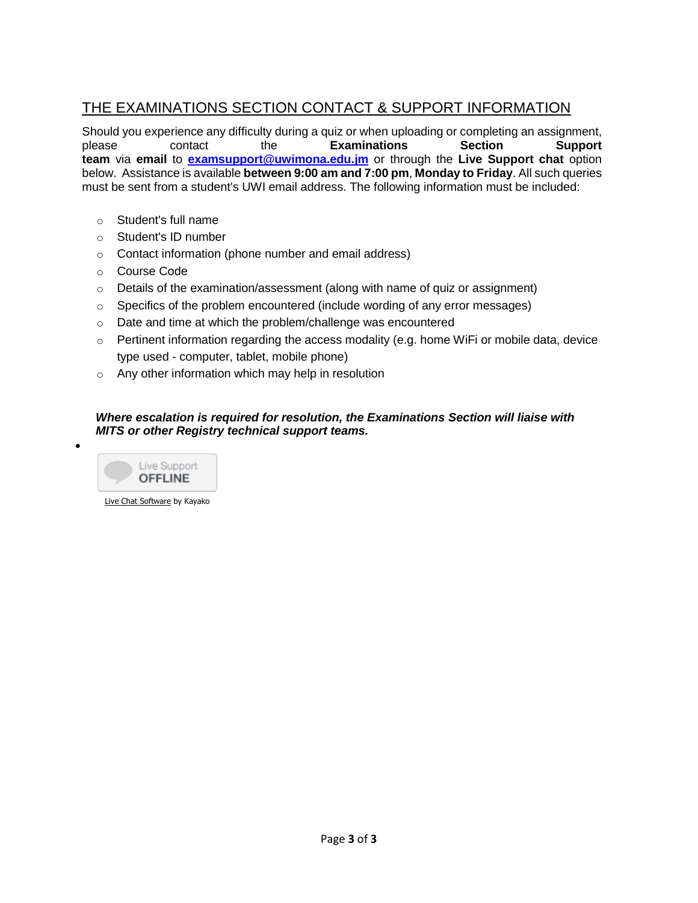## THE EXAMINATIONS SECTION CONTACT & SUPPORT INFORMATION

Should you experience any difficulty during a quiz or when uploading or completing an assignment, please contact the **Examinations Section Support team** via **email** to **examsupport@uwimona.edu.jm** or through the **Live Support chat** option below. Assistance is available **between 9:00 am and 7:00 pm**, **Monday to Friday**. All such queries must be sent from a student's UWI email address. The following information must be included:

- Student's full name
- Student's ID number
- Contact information (phone number and email address)
- Course Code
- Details of the examination/assessment (along with name of quiz or assignment)
- Specifics of the problem encountered (include wording of any error messages)
- Date and time at which the problem/challenge was encountered
- Pertinent information regarding the access modality (e.g. home WiFi or mobile data, device type used - computer, tablet, mobile phone)
- Any other information which may help in resolution

***Where escalation is required for resolution, the Examinations Section will liaise with MITS or other Registry technical support teams.***

- Live Support OFFLINE

Live Chat Software by Kayako